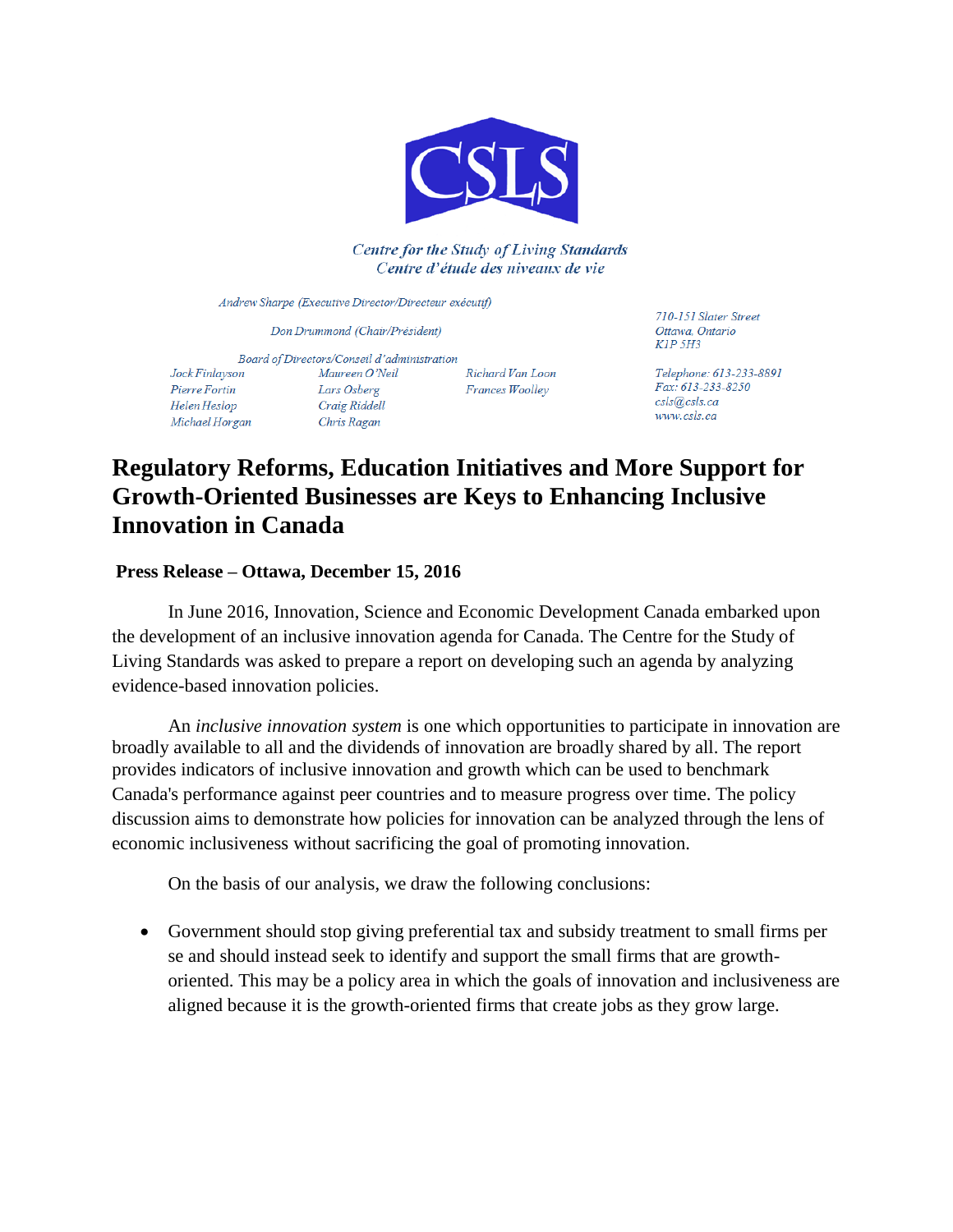Centre for the Study of Living Standards
Centre d'étude des niveaux de vie

Andrew Sharpe (Executive Director/Directeur exécutif)

Don Drummond (Chair/Président)

Board of Directors/Conseil d'administration
Jock Finlayson
Pierre Fortin
Helen Heslop
Michael Horgan
Maureen O'Neil
Lars Osberg
Craig Riddell
Chris Ragan
Richard Van Loon
Frances Woolley

710-151 Slater Street
Ottawa, Ontario
K1P 5H3

Telephone: 613-233-8891
Fax: 613-233-8250
csls@csls.ca
www.csls.ca

# Regulatory Reforms, Education Initiatives and More Support for Growth-Oriented Businesses are Keys to Enhancing Inclusive Innovation in Canada

**Press Release – Ottawa, December 15, 2016**

In June 2016, Innovation, Science and Economic Development Canada embarked upon the development of an inclusive innovation agenda for Canada. The Centre for the Study of Living Standards was asked to prepare a report on developing such an agenda by analyzing evidence-based innovation policies.

An *inclusive innovation system* is one which opportunities to participate in innovation are broadly available to all and the dividends of innovation are broadly shared by all. The report provides indicators of inclusive innovation and growth which can be used to benchmark Canada's performance against peer countries and to measure progress over time. The policy discussion aims to demonstrate how policies for innovation can be analyzed through the lens of economic inclusiveness without sacrificing the goal of promoting innovation.

On the basis of our analysis, we draw the following conclusions:

- Government should stop giving preferential tax and subsidy treatment to small firms per se and should instead seek to identify and support the small firms that are growth-oriented. This may be a policy area in which the goals of innovation and inclusiveness are aligned because it is the growth-oriented firms that create jobs as they grow large.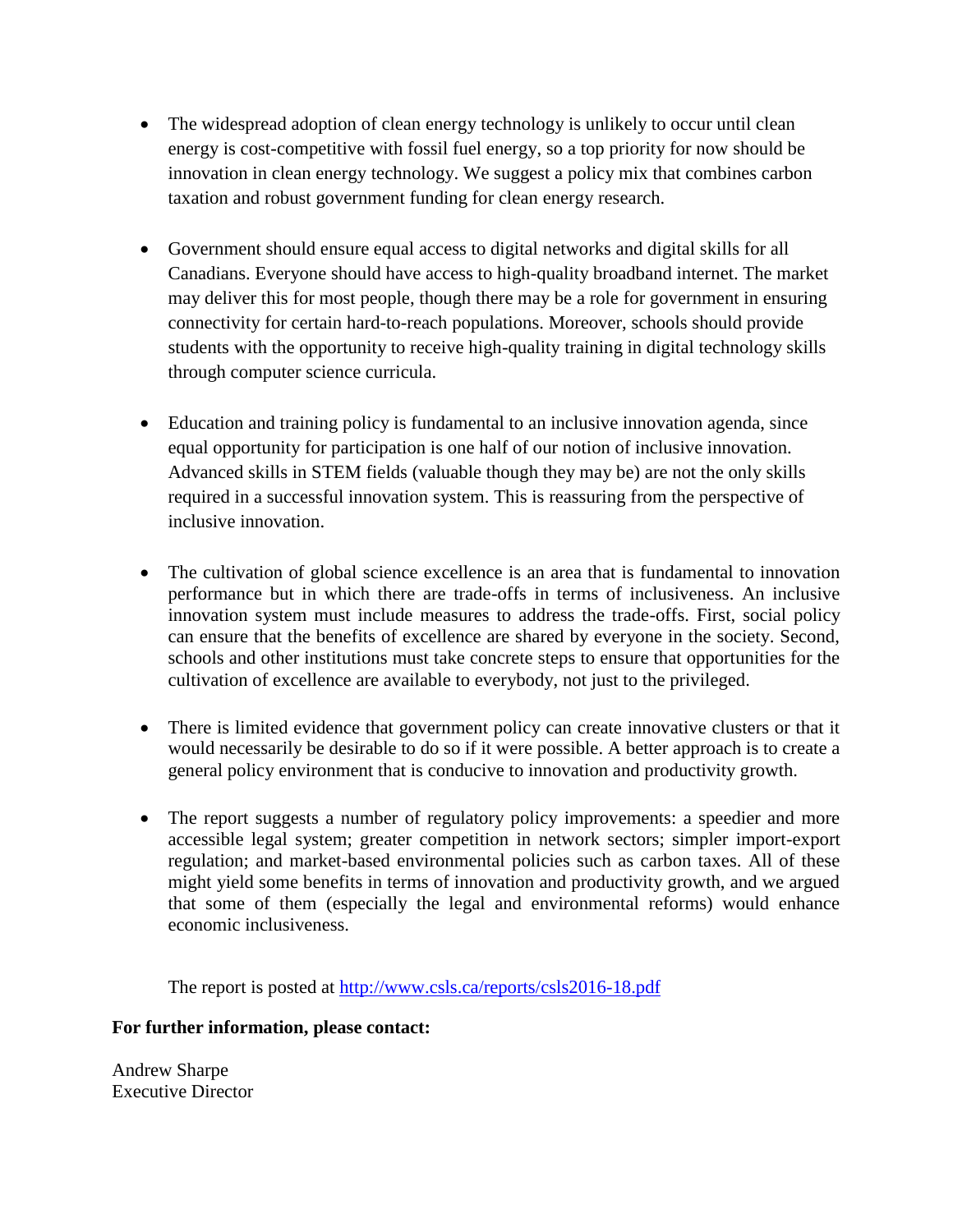- The widespread adoption of clean energy technology is unlikely to occur until clean energy is cost-competitive with fossil fuel energy, so a top priority for now should be innovation in clean energy technology. We suggest a policy mix that combines carbon taxation and robust government funding for clean energy research.

- Government should ensure equal access to digital networks and digital skills for all Canadians. Everyone should have access to high-quality broadband internet. The market may deliver this for most people, though there may be a role for government in ensuring connectivity for certain hard-to-reach populations. Moreover, schools should provide students with the opportunity to receive high-quality training in digital technology skills through computer science curricula.

- Education and training policy is fundamental to an inclusive innovation agenda, since equal opportunity for participation is one half of our notion of inclusive innovation. Advanced skills in STEM fields (valuable though they may be) are not the only skills required in a successful innovation system. This is reassuring from the perspective of inclusive innovation.

- The cultivation of global science excellence is an area that is fundamental to innovation performance but in which there are trade-offs in terms of inclusiveness. An inclusive innovation system must include measures to address the trade-offs. First, social policy can ensure that the benefits of excellence are shared by everyone in the society. Second, schools and other institutions must take concrete steps to ensure that opportunities for the cultivation of excellence are available to everybody, not just to the privileged.

- There is limited evidence that government policy can create innovative clusters or that it would necessarily be desirable to do so if it were possible. A better approach is to create a general policy environment that is conducive to innovation and productivity growth.

- The report suggests a number of regulatory policy improvements: a speedier and more accessible legal system; greater competition in network sectors; simpler import-export regulation; and market-based environmental policies such as carbon taxes. All of these might yield some benefits in terms of innovation and productivity growth, and we argued that some of them (especially the legal and environmental reforms) would enhance economic inclusiveness.

The report is posted at http://www.csls.ca/reports/csls2016-18.pdf

**For further information, please contact:**

Andrew Sharpe
Executive Director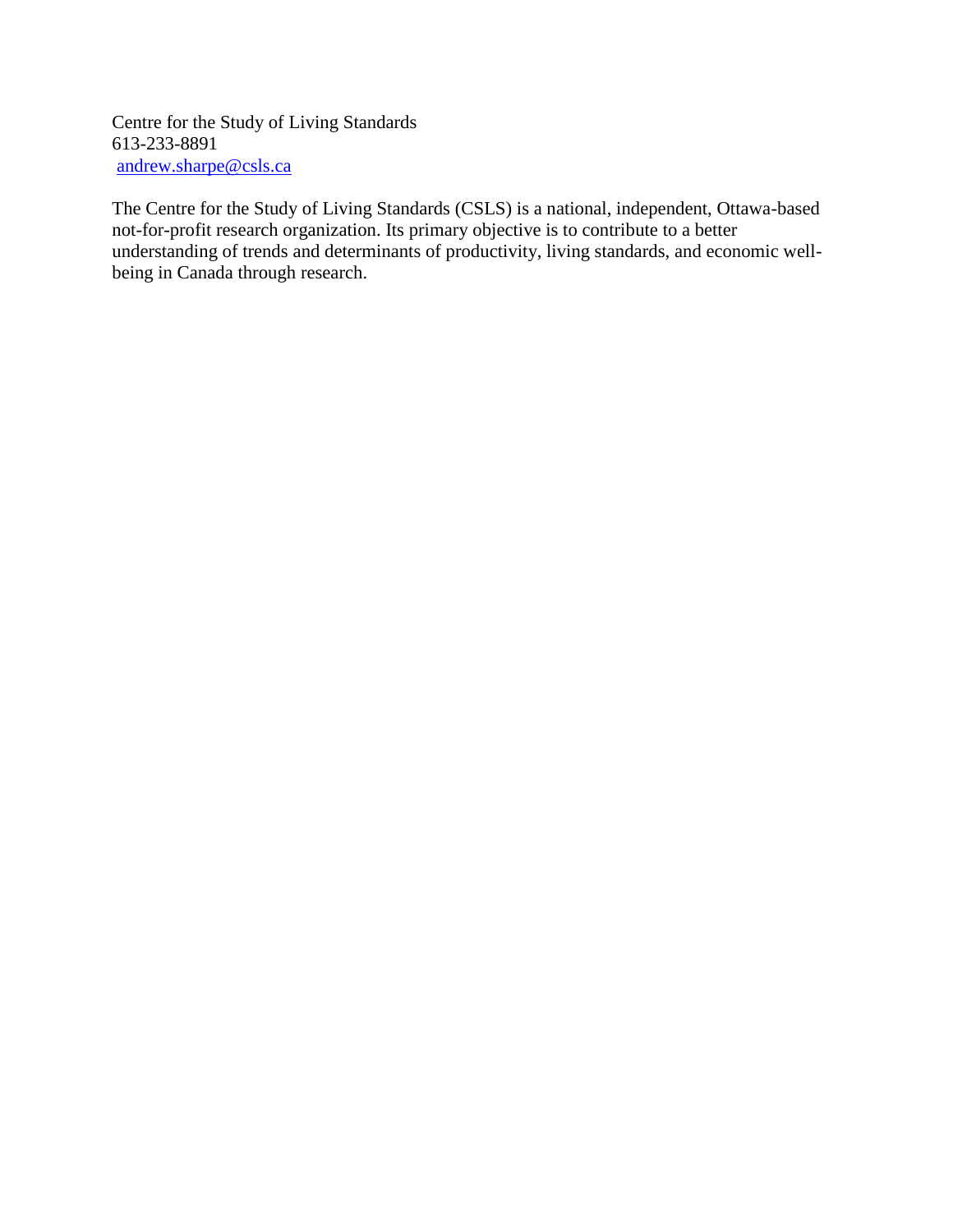Centre for the Study of Living Standards
613-233-8891
andrew.sharpe@csls.ca

The Centre for the Study of Living Standards (CSLS) is a national, independent, Ottawa-based not-for-profit research organization. Its primary objective is to contribute to a better understanding of trends and determinants of productivity, living standards, and economic well-being in Canada through research.